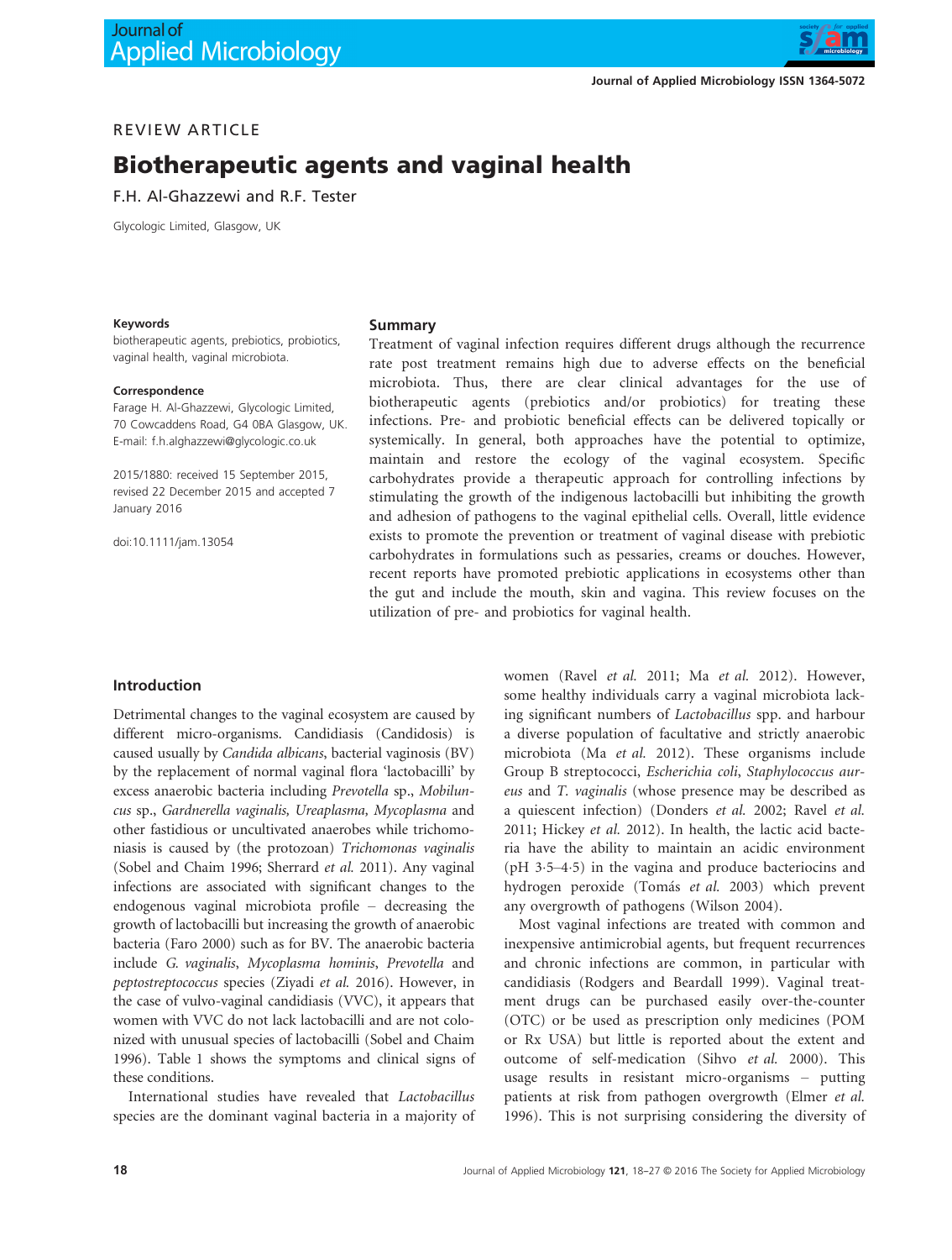REVIEW ARTICLE

# Biotherapeutic agents and vaginal health

F.H. Al-Ghazzewi and R.F. Tester

Glycologic Limited, Glasgow, UK

**Keywords**

biotherapeutic agents, prebiotics, probiotics, vaginal health, vaginal microbiota.

**Correspondence**

Farage H. Al-Ghazzewi, Glycologic Limited, 70 Cowcaddens Road, G4 0BA Glasgow, UK.
E-mail: f.h.alghazzewi@glycologic.co.uk

2015/1880: received 15 September 2015, revised 22 December 2015 and accepted 7 January 2016

doi:10.1111/jam.13054

## Summary

Treatment of vaginal infection requires different drugs although the recurrence rate post treatment remains high due to adverse effects on the beneficial microbiota. Thus, there are clear clinical advantages for the use of biotherapeutic agents (prebiotics and/or probiotics) for treating these infections. Pre- and probiotic beneficial effects can be delivered topically or systemically. In general, both approaches have the potential to optimize, maintain and restore the ecology of the vaginal ecosystem. Specific carbohydrates provide a therapeutic approach for controlling infections by stimulating the growth of the indigenous lactobacilli but inhibiting the growth and adhesion of pathogens to the vaginal epithelial cells. Overall, little evidence exists to promote the prevention or treatment of vaginal disease with prebiotic carbohydrates in formulations such as pessaries, creams or douches. However, recent reports have promoted prebiotic applications in ecosystems other than the gut and include the mouth, skin and vagina. This review focuses on the utilization of pre- and probiotics for vaginal health.

## Introduction

Detrimental changes to the vaginal ecosystem are caused by different micro-organisms. Candidiasis (Candidosis) is caused usually by *Candida albicans*, bacterial vaginosis (BV) by the replacement of normal vaginal flora 'lactobacilli' by excess anaerobic bacteria including *Prevotella* sp., *Mobiluncus* sp., *Gardnerella vaginalis, Ureaplasma, Mycoplasma* and other fastidious or uncultivated anaerobes while trichomoniasis is caused by (the protozoan) *Trichomonas vaginalis* (Sobel and Chaim 1996; Sherrard *et al.* 2011). Any vaginal infections are associated with significant changes to the endogenous vaginal microbiota profile – decreasing the growth of lactobacilli but increasing the growth of anaerobic bacteria (Faro 2000) such as for BV. The anaerobic bacteria include *G. vaginalis*, *Mycoplasma hominis*, *Prevotella* and *peptostreptococcus* species (Ziyadi *et al.* 2016). However, in the case of vulvo-vaginal candidiasis (VVC), it appears that women with VVC do not lack lactobacilli and are not colonized with unusual species of lactobacilli (Sobel and Chaim 1996). Table 1 shows the symptoms and clinical signs of these conditions.

International studies have revealed that *Lactobacillus* species are the dominant vaginal bacteria in a majority of women (Ravel *et al.* 2011; Ma *et al.* 2012). However, some healthy individuals carry a vaginal microbiota lacking significant numbers of *Lactobacillus* spp. and harbour a diverse population of facultative and strictly anaerobic microbiota (Ma *et al.* 2012). These organisms include Group B streptococci, *Escherichia coli*, *Staphylococcus aureus* and *T. vaginalis* (whose presence may be described as a quiescent infection) (Donders *et al.* 2002; Ravel *et al.* 2011; Hickey *et al.* 2012). In health, the lactic acid bacteria have the ability to maintain an acidic environment (pH 3·5–4·5) in the vagina and produce bacteriocins and hydrogen peroxide (Tomás *et al.* 2003) which prevent any overgrowth of pathogens (Wilson 2004).

Most vaginal infections are treated with common and inexpensive antimicrobial agents, but frequent recurrences and chronic infections are common, in particular with candidiasis (Rodgers and Beardall 1999). Vaginal treatment drugs can be purchased easily over-the-counter (OTC) or be used as prescription only medicines (POM or Rx USA) but little is reported about the extent and outcome of self-medication (Sihvo *et al.* 2000). This usage results in resistant micro-organisms – putting patients at risk from pathogen overgrowth (Elmer *et al.* 1996). This is not surprising considering the diversity of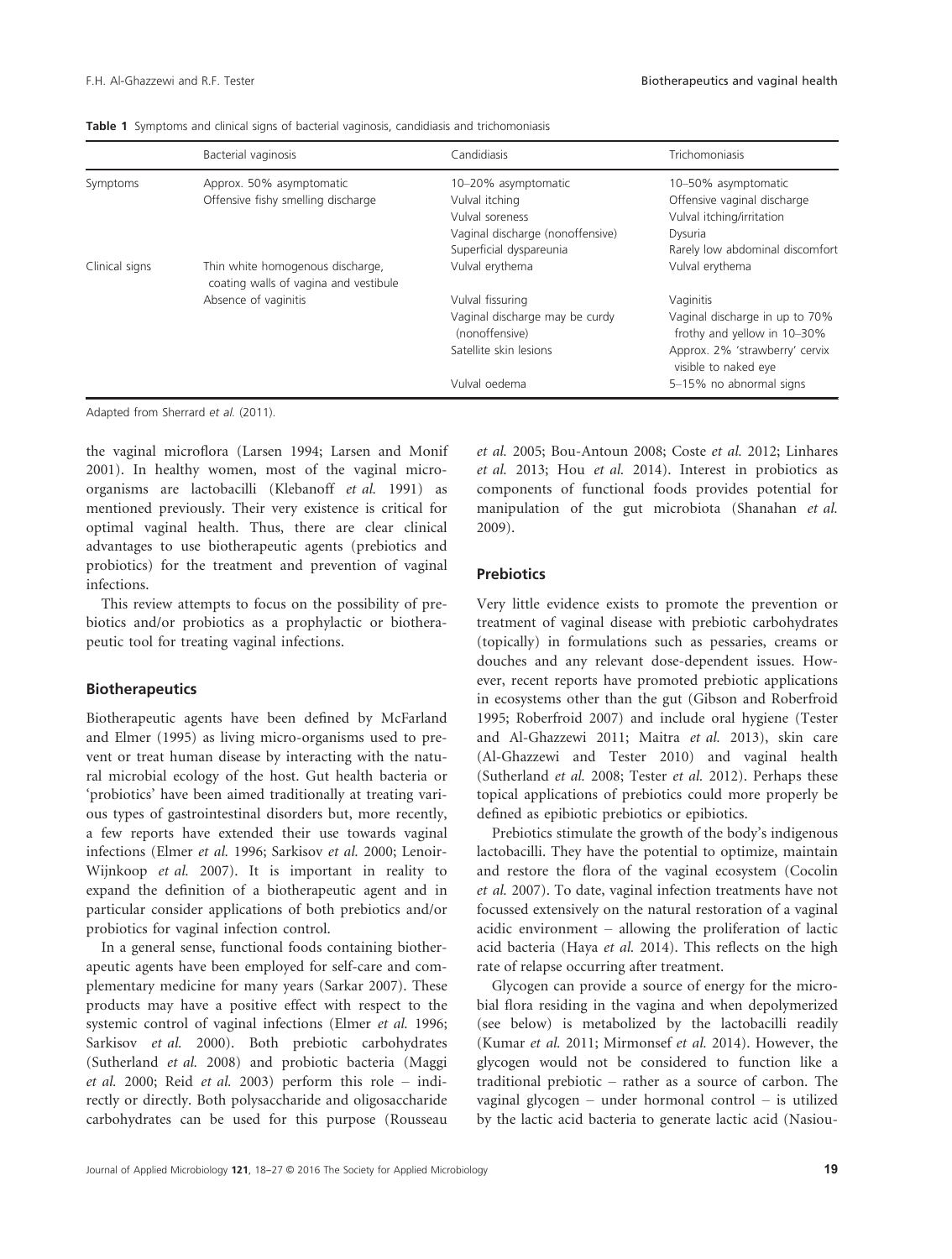**Table 1** Symptoms and clinical signs of bacterial vaginosis, candidiasis and trichomoniasis

| | Bacterial vaginosis | Candidiasis | Trichomoniasis |
|---|---|---|---|
| Symptoms | Approx. 50% asymptomatic | 10–20% asymptomatic | 10–50% asymptomatic |
| | Offensive fishy smelling discharge | Vulval itching | Offensive vaginal discharge |
| | | Vulval soreness | Vulval itching/irritation |
| | | Vaginal discharge (nonoffensive) | Dysuria |
| | | Superficial dyspareunia | Rarely low abdominal discomfort |
| Clinical signs | Thin white homogenous discharge, coating walls of vagina and vestibule | Vulval erythema | Vulval erythema |
| | Absence of vaginitis | Vulval fissuring | Vaginitis |
| | | Vaginal discharge may be curdy (nonoffensive) | Vaginal discharge in up to 70% frothy and yellow in 10–30% |
| | | Satellite skin lesions | Approx. 2% 'strawberry' cervix visible to naked eye |
| | | Vulval oedema | 5–15% no abnormal signs |

Adapted from Sherrard *et al.* (2011).

the vaginal microflora (Larsen 1994; Larsen and Monif 2001). In healthy women, most of the vaginal micro-organisms are lactobacilli (Klebanoff *et al.* 1991) as mentioned previously. Their very existence is critical for optimal vaginal health. Thus, there are clear clinical advantages to use biotherapeutic agents (prebiotics and probiotics) for the treatment and prevention of vaginal infections.

This review attempts to focus on the possibility of prebiotics and/or probiotics as a prophylactic or biotherapeutic tool for treating vaginal infections.

## Biotherapeutics

Biotherapeutic agents have been defined by McFarland and Elmer (1995) as living micro-organisms used to prevent or treat human disease by interacting with the natural microbial ecology of the host. Gut health bacteria or 'probiotics' have been aimed traditionally at treating various types of gastrointestinal disorders but, more recently, a few reports have extended their use towards vaginal infections (Elmer *et al.* 1996; Sarkisov *et al.* 2000; Lenoir-Wijnkoop *et al.* 2007). It is important in reality to expand the definition of a biotherapeutic agent and in particular consider applications of both prebiotics and/or probiotics for vaginal infection control.

In a general sense, functional foods containing biotherapeutic agents have been employed for self-care and complementary medicine for many years (Sarkar 2007). These products may have a positive effect with respect to the systemic control of vaginal infections (Elmer *et al.* 1996; Sarkisov *et al.* 2000). Both prebiotic carbohydrates (Sutherland *et al.* 2008) and probiotic bacteria (Maggi *et al.* 2000; Reid *et al.* 2003) perform this role – indirectly or directly. Both polysaccharide and oligosaccharide carbohydrates can be used for this purpose (Rousseau *et al.* 2005; Bou-Antoun 2008; Coste *et al.* 2012; Linhares *et al.* 2013; Hou *et al.* 2014). Interest in probiotics as components of functional foods provides potential for manipulation of the gut microbiota (Shanahan *et al.* 2009).

## Prebiotics

Very little evidence exists to promote the prevention or treatment of vaginal disease with prebiotic carbohydrates (topically) in formulations such as pessaries, creams or douches and any relevant dose-dependent issues. However, recent reports have promoted prebiotic applications in ecosystems other than the gut (Gibson and Roberfroid 1995; Roberfroid 2007) and include oral hygiene (Tester and Al-Ghazzewi 2011; Maitra *et al.* 2013), skin care (Al-Ghazzewi and Tester 2010) and vaginal health (Sutherland *et al.* 2008; Tester *et al.* 2012). Perhaps these topical applications of prebiotics could more properly be defined as epibiotic prebiotics or epibiotics.

Prebiotics stimulate the growth of the body's indigenous lactobacilli. They have the potential to optimize, maintain and restore the flora of the vaginal ecosystem (Cocolin *et al.* 2007). To date, vaginal infection treatments have not focussed extensively on the natural restoration of a vaginal acidic environment – allowing the proliferation of lactic acid bacteria (Haya *et al.* 2014). This reflects on the high rate of relapse occurring after treatment.

Glycogen can provide a source of energy for the microbial flora residing in the vagina and when depolymerized (see below) is metabolized by the lactobacilli readily (Kumar *et al.* 2011; Mirmonsef *et al.* 2014). However, the glycogen would not be considered to function like a traditional prebiotic – rather as a source of carbon. The vaginal glycogen – under hormonal control – is utilized by the lactic acid bacteria to generate lactic acid (Nasiou-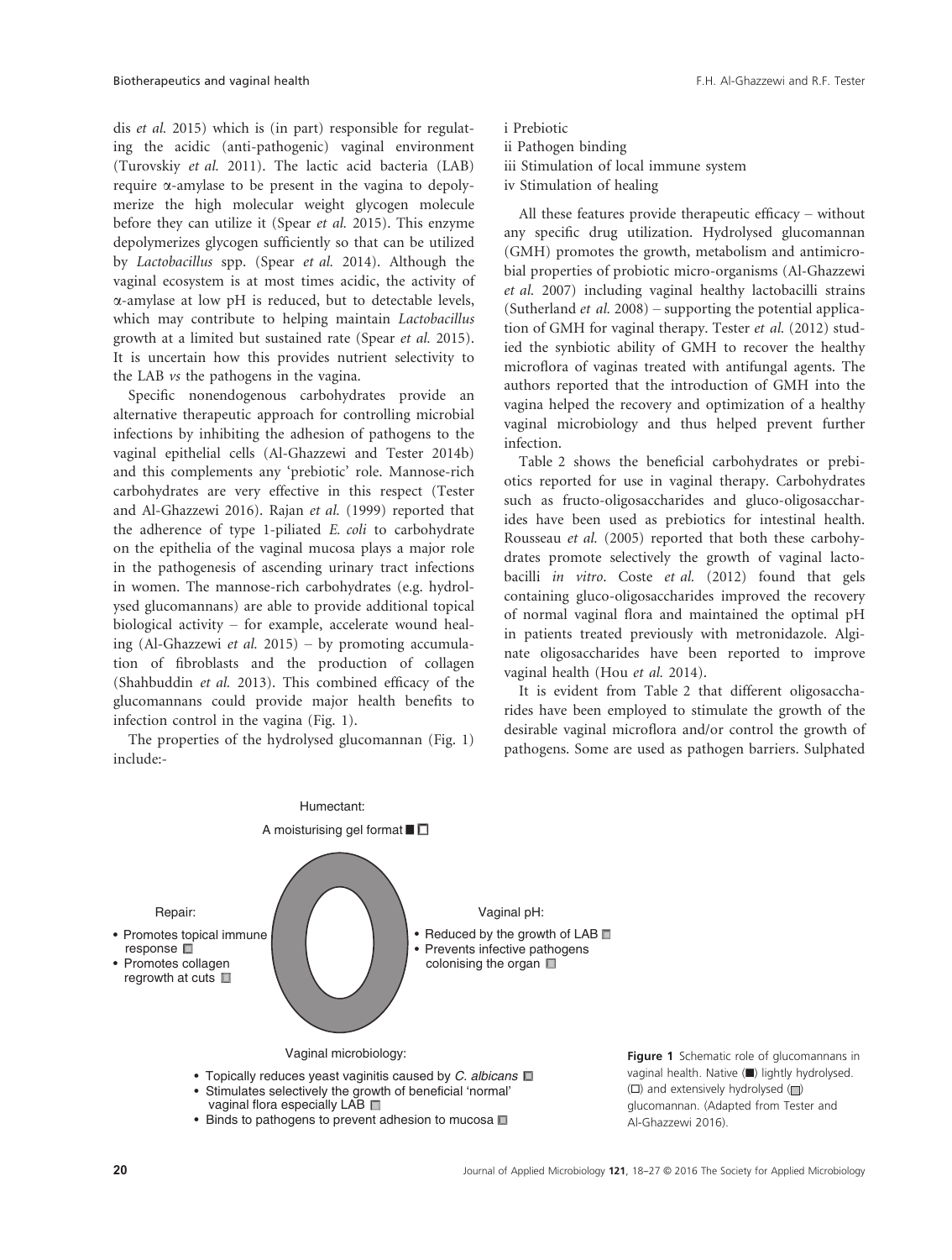dis *et al.* 2015) which is (in part) responsible for regulating the acidic (anti-pathogenic) vaginal environment (Turovskiy *et al.* 2011). The lactic acid bacteria (LAB) require α-amylase to be present in the vagina to depolymerize the high molecular weight glycogen molecule before they can utilize it (Spear *et al.* 2015). This enzyme depolymerizes glycogen sufficiently so that can be utilized by *Lactobacillus* spp. (Spear *et al.* 2014). Although the vaginal ecosystem is at most times acidic, the activity of α-amylase at low pH is reduced, but to detectable levels, which may contribute to helping maintain *Lactobacillus* growth at a limited but sustained rate (Spear *et al.* 2015). It is uncertain how this provides nutrient selectivity to the LAB *vs* the pathogens in the vagina.

Specific nonendogenous carbohydrates provide an alternative therapeutic approach for controlling microbial infections by inhibiting the adhesion of pathogens to the vaginal epithelial cells (Al-Ghazzewi and Tester 2014b) and this complements any 'prebiotic' role. Mannose-rich carbohydrates are very effective in this respect (Tester and Al-Ghazzewi 2016). Rajan *et al.* (1999) reported that the adherence of type 1-piliated *E. coli* to carbohydrate on the epithelia of the vaginal mucosa plays a major role in the pathogenesis of ascending urinary tract infections in women. The mannose-rich carbohydrates (e.g. hydrolysed glucomannans) are able to provide additional topical biological activity – for example, accelerate wound healing (Al-Ghazzewi *et al.* 2015) – by promoting accumulation of fibroblasts and the production of collagen (Shahbuddin *et al.* 2013). This combined efficacy of the glucomannans could provide major health benefits to infection control in the vagina (Fig. 1).

The properties of the hydrolysed glucomannan (Fig. 1) include:-

i Prebiotic
ii Pathogen binding
iii Stimulation of local immune system
iv Stimulation of healing

All these features provide therapeutic efficacy – without any specific drug utilization. Hydrolysed glucomannan (GMH) promotes the growth, metabolism and antimicrobial properties of probiotic micro-organisms (Al-Ghazzewi *et al.* 2007) including vaginal healthy lactobacilli strains (Sutherland *et al.* 2008) – supporting the potential application of GMH for vaginal therapy. Tester *et al.* (2012) studied the synbiotic ability of GMH to recover the healthy microflora of vaginas treated with antifungal agents. The authors reported that the introduction of GMH into the vagina helped the recovery and optimization of a healthy vaginal microbiology and thus helped prevent further infection.

Table 2 shows the beneficial carbohydrates or prebiotics reported for use in vaginal therapy. Carbohydrates such as fructo-oligosaccharides and gluco-oligosaccharides have been used as prebiotics for intestinal health. Rousseau *et al.* (2005) reported that both these carbohydrates promote selectively the growth of vaginal lactobacilli *in vitro*. Coste *et al.* (2012) found that gels containing gluco-oligosaccharides improved the recovery of normal vaginal flora and maintained the optimal pH in patients treated previously with metronidazole. Alginate oligosaccharides have been reported to improve vaginal health (Hou *et al.* 2014).

It is evident from Table 2 that different oligosaccharides have been employed to stimulate the growth of the desirable vaginal microflora and/or control the growth of pathogens. Some are used as pathogen barriers. Sulphated

Humectant:
A moisturising gel format ■ □

Repair:
- Promotes topical immune response ▒
- Promotes collagen regrowth at cuts ▒

Vaginal pH:
- Reduced by the growth of LAB ▒
- Prevents infective pathogens colonising the organ ▒

Vaginal microbiology:
- Topically reduces yeast vaginitis caused by *C. albicans* ▒
- Stimulates selectively the growth of beneficial 'normal' vaginal flora especially LAB ▒
- Binds to pathogens to prevent adhesion to mucosa ▒

**Figure 1** Schematic role of glucomannans in vaginal health. Native (■) lightly hydrolysed. (□) and extensively hydrolysed (▒) glucomannan. (Adapted from Tester and Al-Ghazzewi 2016).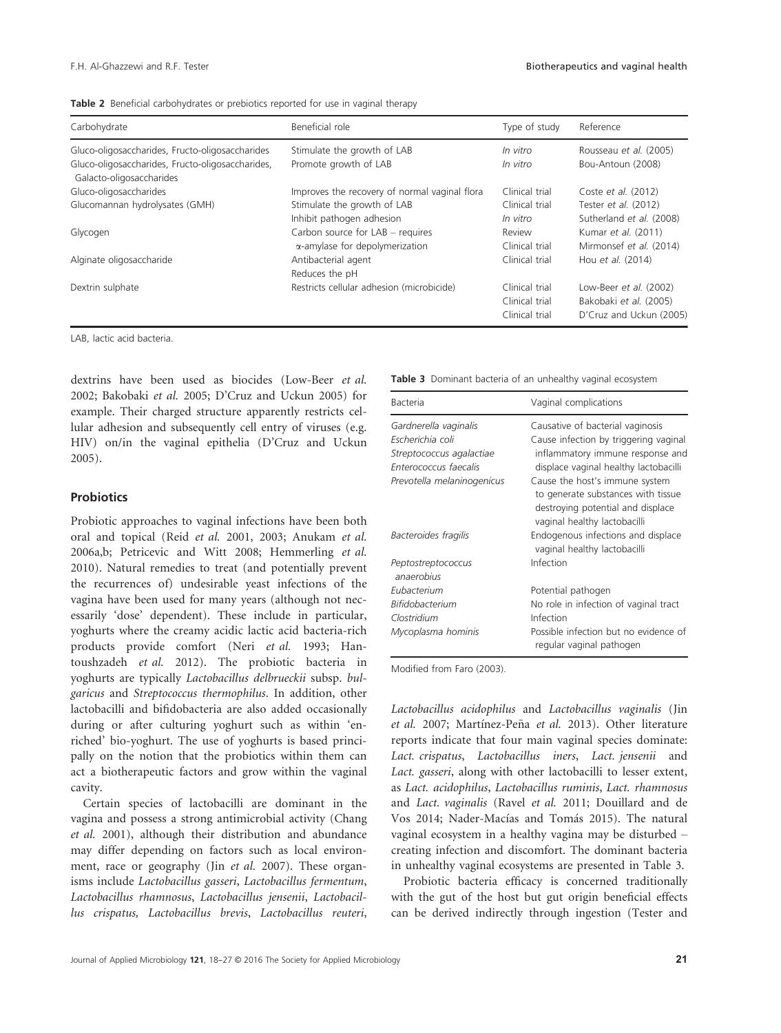**Table 2** Beneficial carbohydrates or prebiotics reported for use in vaginal therapy

| Carbohydrate | Beneficial role | Type of study | Reference |
|---|---|---|---|
| Gluco-oligosaccharides, Fructo-oligosaccharides | Stimulate the growth of LAB | *In vitro* | Rousseau *et al.* (2005) |
| Gluco-oligosaccharides, Fructo-oligosaccharides, Galacto-oligosaccharides | Promote growth of LAB | *In vitro* | Bou-Antoun (2008) |
| Gluco-oligosaccharides | Improves the recovery of normal vaginal flora | Clinical trial | Coste *et al.* (2012) |
| Glucomannan hydrolysates (GMH) | Stimulate the growth of LAB | Clinical trial | Tester *et al.* (2012) |
| | Inhibit pathogen adhesion | *In vitro* | Sutherland *et al.* (2008) |
| Glycogen | Carbon source for LAB – requires | Review | Kumar *et al.* (2011) |
| | α-amylase for depolymerization | Clinical trial | Mirmonsef *et al.* (2014) |
| Alginate oligosaccharide | Antibacterial agent | Clinical trial | Hou *et al.* (2014) |
| | Reduces the pH | | |
| Dextrin sulphate | Restricts cellular adhesion (microbicide) | Clinical trial | Low-Beer *et al.* (2002) |
| | | Clinical trial | Bakobaki *et al.* (2005) |
| | | Clinical trial | D'Cruz and Uckun (2005) |

LAB, lactic acid bacteria.

dextrins have been used as biocides (Low-Beer *et al.* 2002; Bakobaki *et al.* 2005; D'Cruz and Uckun 2005) for example. Their charged structure apparently restricts cellular adhesion and subsequently cell entry of viruses (e.g. HIV) on/in the vaginal epithelia (D'Cruz and Uckun 2005).

## Probiotics

Probiotic approaches to vaginal infections have been both oral and topical (Reid *et al.* 2001, 2003; Anukam *et al.* 2006a,b; Petricevic and Witt 2008; Hemmerling *et al.* 2010). Natural remedies to treat (and potentially prevent the recurrences of) undesirable yeast infections of the vagina have been used for many years (although not necessarily 'dose' dependent). These include in particular, yoghurts where the creamy acidic lactic acid bacteria-rich products provide comfort (Neri *et al.* 1993; Hantoushzadeh *et al.* 2012). The probiotic bacteria in yoghurts are typically *Lactobacillus delbrueckii* subsp. *bulgaricus* and *Streptococcus thermophilus*. In addition, other lactobacilli and bifidobacteria are also added occasionally during or after culturing yoghurt such as within 'enriched' bio-yoghurt. The use of yoghurts is based principally on the notion that the probiotics within them can act a biotherapeutic factors and grow within the vaginal cavity.

Certain species of lactobacilli are dominant in the vagina and possess a strong antimicrobial activity (Chang *et al.* 2001), although their distribution and abundance may differ depending on factors such as local environment, race or geography (Jin *et al.* 2007). These organisms include *Lactobacillus gasseri*, *Lactobacillus fermentum*, *Lactobacillus rhamnosus*, *Lactobacillus jensenii*, *Lactobacillus crispatus, Lactobacillus brevis*, *Lactobacillus reuteri*, *Lactobacillus acidophilus* and *Lactobacillus vaginalis* (Jin *et al.* 2007; Martínez-Peña *et al.* 2013). Other literature reports indicate that four main vaginal species dominate: *Lact. crispatus*, *Lactobacillus iners*, *Lact. jensenii* and *Lact. gasseri*, along with other lactobacilli to lesser extent, as *Lact. acidophilus*, *Lactobacillus ruminis*, *Lact. rhamnosus* and *Lact. vaginalis* (Ravel *et al.* 2011; Douillard and de Vos 2014; Nader-Macías and Tomás 2015). The natural vaginal ecosystem in a healthy vagina may be disturbed – creating infection and discomfort. The dominant bacteria in unhealthy vaginal ecosystems are presented in Table 3.

**Table 3** Dominant bacteria of an unhealthy vaginal ecosystem

| Bacteria | Vaginal complications |
|---|---|
| *Gardnerella vaginalis* | Causative of bacterial vaginosis |
| *Escherichia coli* *Streptococcus agalactiae* *Enterococcus faecalis* | Cause infection by triggering vaginal inflammatory immune response and displace vaginal healthy lactobacilli |
| *Prevotella melaninogenicus* | Cause the host's immune system to generate substances with tissue destroying potential and displace vaginal healthy lactobacilli |
| *Bacteroides fragilis* | Endogenous infections and displace vaginal healthy lactobacilli |
| *Peptostreptococcus anaerobius* | Infection |
| *Eubacterium* | Potential pathogen |
| *Bifidobacterium* | No role in infection of vaginal tract |
| *Clostridium* | Infection |
| *Mycoplasma hominis* | Possible infection but no evidence of regular vaginal pathogen |

Modified from Faro (2003).

Probiotic bacteria efficacy is concerned traditionally with the gut of the host but gut origin beneficial effects can be derived indirectly through ingestion (Tester and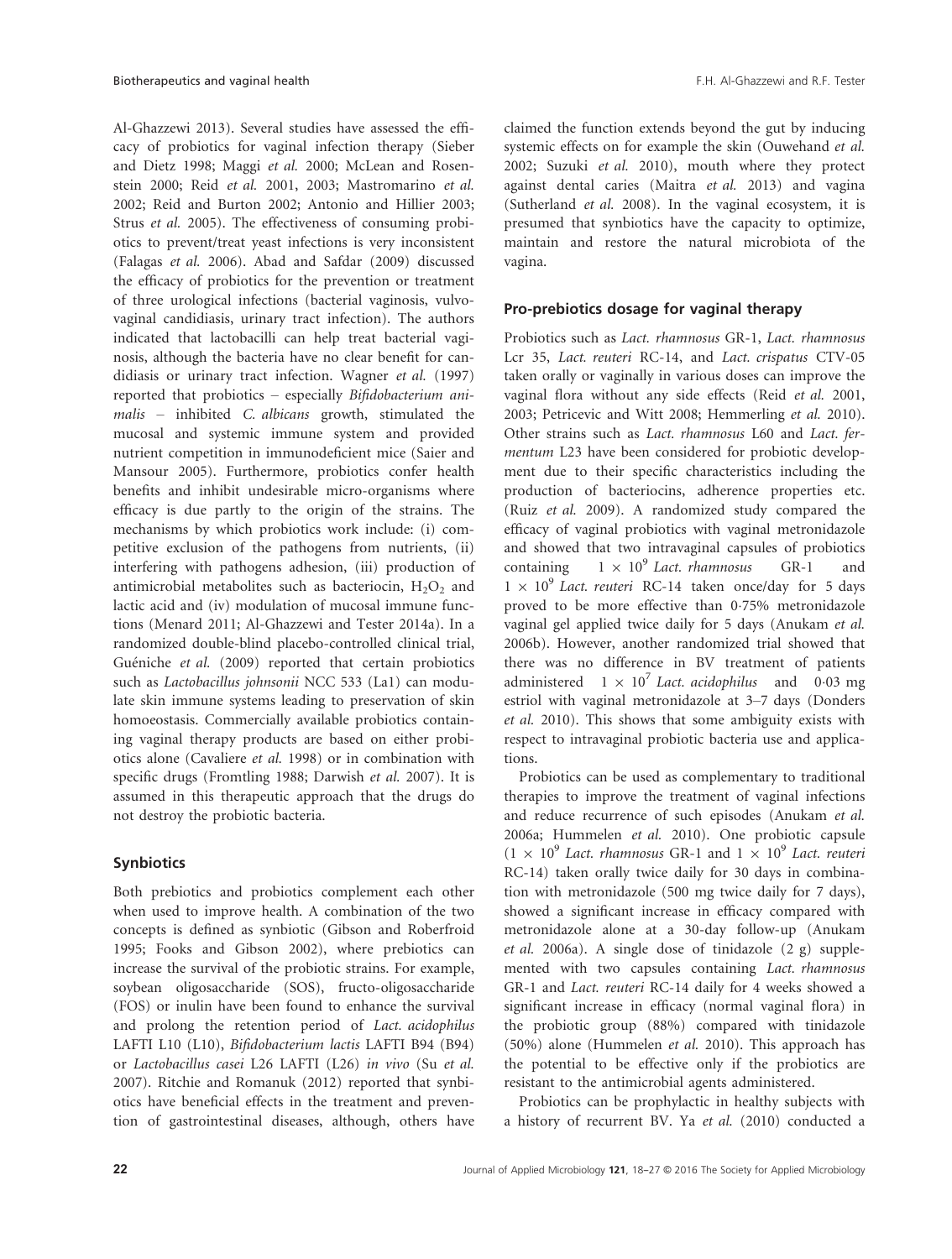Al-Ghazzewi 2013). Several studies have assessed the efficacy of probiotics for vaginal infection therapy (Sieber and Dietz 1998; Maggi *et al.* 2000; McLean and Rosenstein 2000; Reid *et al.* 2001, 2003; Mastromarino *et al.* 2002; Reid and Burton 2002; Antonio and Hillier 2003; Strus *et al.* 2005). The effectiveness of consuming probiotics to prevent/treat yeast infections is very inconsistent (Falagas *et al.* 2006). Abad and Safdar (2009) discussed the efficacy of probiotics for the prevention or treatment of three urological infections (bacterial vaginosis, vulvovaginal candidiasis, urinary tract infection). The authors indicated that lactobacilli can help treat bacterial vaginosis, although the bacteria have no clear benefit for candidiasis or urinary tract infection. Wagner *et al.* (1997) reported that probiotics – especially *Bifidobacterium animalis* – inhibited *C. albicans* growth, stimulated the mucosal and systemic immune system and provided nutrient competition in immunodeficient mice (Saier and Mansour 2005). Furthermore, probiotics confer health benefits and inhibit undesirable micro-organisms where efficacy is due partly to the origin of the strains. The mechanisms by which probiotics work include: (i) competitive exclusion of the pathogens from nutrients, (ii) interfering with pathogens adhesion, (iii) production of antimicrobial metabolites such as bacteriocin, $H_2O_2$ and lactic acid and (iv) modulation of mucosal immune functions (Menard 2011; Al-Ghazzewi and Tester 2014a). In a randomized double-blind placebo-controlled clinical trial, Guéniche *et al.* (2009) reported that certain probiotics such as *Lactobacillus johnsonii* NCC 533 (La1) can modulate skin immune systems leading to preservation of skin homoeostasis. Commercially available probiotics containing vaginal therapy products are based on either probiotics alone (Cavaliere *et al.* 1998) or in combination with specific drugs (Fromtling 1988; Darwish *et al.* 2007). It is assumed in this therapeutic approach that the drugs do not destroy the probiotic bacteria.

## Synbiotics

Both prebiotics and probiotics complement each other when used to improve health. A combination of the two concepts is defined as synbiotic (Gibson and Roberfroid 1995; Fooks and Gibson 2002), where prebiotics can increase the survival of the probiotic strains. For example, soybean oligosaccharide (SOS), fructo-oligosaccharide (FOS) or inulin have been found to enhance the survival and prolong the retention period of *Lact. acidophilus* LAFTI L10 (L10), *Bifidobacterium lactis* LAFTI B94 (B94) or *Lactobacillus casei* L26 LAFTI (L26) *in vivo* (Su *et al.* 2007). Ritchie and Romanuk (2012) reported that synbiotics have beneficial effects in the treatment and prevention of gastrointestinal diseases, although, others have claimed the function extends beyond the gut by inducing systemic effects on for example the skin (Ouwehand *et al.* 2002; Suzuki *et al.* 2010), mouth where they protect against dental caries (Maitra *et al.* 2013) and vagina (Sutherland *et al.* 2008). In the vaginal ecosystem, it is presumed that synbiotics have the capacity to optimize, maintain and restore the natural microbiota of the vagina.

## Pro-prebiotics dosage for vaginal therapy

Probiotics such as *Lact. rhamnosus* GR-1, *Lact. rhamnosus* Lcr 35, *Lact. reuteri* RC-14, and *Lact. crispatus* CTV-05 taken orally or vaginally in various doses can improve the vaginal flora without any side effects (Reid *et al.* 2001, 2003; Petricevic and Witt 2008; Hemmerling *et al.* 2010). Other strains such as *Lact. rhamnosus* L60 and *Lact. fermentum* L23 have been considered for probiotic development due to their specific characteristics including the production of bacteriocins, adherence properties etc. (Ruiz *et al.* 2009). A randomized study compared the efficacy of vaginal probiotics with vaginal metronidazole and showed that two intravaginal capsules of probiotics containing $1 \times 10^9$ *Lact. rhamnosus* GR-1 and $1 \times 10^9$ *Lact. reuteri* RC-14 taken once/day for 5 days proved to be more effective than 0·75% metronidazole vaginal gel applied twice daily for 5 days (Anukam *et al.* 2006b). However, another randomized trial showed that there was no difference in BV treatment of patients administered $1 \times 10^7$ *Lact. acidophilus* and 0·03 mg estriol with vaginal metronidazole at 3–7 days (Donders *et al.* 2010). This shows that some ambiguity exists with respect to intravaginal probiotic bacteria use and applications.

Probiotics can be used as complementary to traditional therapies to improve the treatment of vaginal infections and reduce recurrence of such episodes (Anukam *et al.* 2006a; Hummelen *et al.* 2010). One probiotic capsule ($1 \times 10^9$ *Lact. rhamnosus* GR-1 and $1 \times 10^9$ *Lact. reuteri* RC-14) taken orally twice daily for 30 days in combination with metronidazole (500 mg twice daily for 7 days), showed a significant increase in efficacy compared with metronidazole alone at a 30-day follow-up (Anukam *et al.* 2006a). A single dose of tinidazole (2 g) supplemented with two capsules containing *Lact. rhamnosus* GR-1 and *Lact. reuteri* RC-14 daily for 4 weeks showed a significant increase in efficacy (normal vaginal flora) in the probiotic group (88%) compared with tinidazole (50%) alone (Hummelen *et al.* 2010). This approach has the potential to be effective only if the probiotics are resistant to the antimicrobial agents administered.

Probiotics can be prophylactic in healthy subjects with a history of recurrent BV. Ya *et al.* (2010) conducted a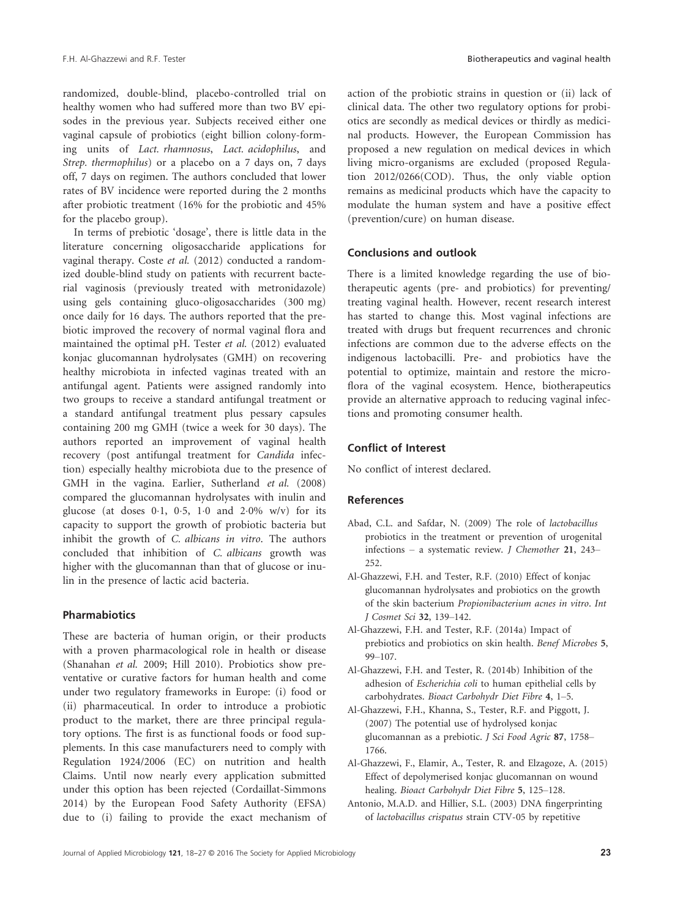randomized, double-blind, placebo-controlled trial on healthy women who had suffered more than two BV episodes in the previous year. Subjects received either one vaginal capsule of probiotics (eight billion colony-forming units of *Lact. rhamnosus*, *Lact. acidophilus*, and *Strep. thermophilus*) or a placebo on a 7 days on, 7 days off, 7 days on regimen. The authors concluded that lower rates of BV incidence were reported during the 2 months after probiotic treatment (16% for the probiotic and 45% for the placebo group).

In terms of prebiotic 'dosage', there is little data in the literature concerning oligosaccharide applications for vaginal therapy. Coste *et al.* (2012) conducted a randomized double-blind study on patients with recurrent bacterial vaginosis (previously treated with metronidazole) using gels containing gluco-oligosaccharides (300 mg) once daily for 16 days. The authors reported that the prebiotic improved the recovery of normal vaginal flora and maintained the optimal pH. Tester *et al.* (2012) evaluated konjac glucomannan hydrolysates (GMH) on recovering healthy microbiota in infected vaginas treated with an antifungal agent. Patients were assigned randomly into two groups to receive a standard antifungal treatment or a standard antifungal treatment plus pessary capsules containing 200 mg GMH (twice a week for 30 days). The authors reported an improvement of vaginal health recovery (post antifungal treatment for *Candida* infection) especially healthy microbiota due to the presence of GMH in the vagina. Earlier, Sutherland *et al.* (2008) compared the glucomannan hydrolysates with inulin and glucose (at doses 0·1, 0·5, 1·0 and 2·0% w/v) for its capacity to support the growth of probiotic bacteria but inhibit the growth of *C. albicans in vitro*. The authors concluded that inhibition of *C. albicans* growth was higher with the glucomannan than that of glucose or inulin in the presence of lactic acid bacteria.

## Pharmabiotics

These are bacteria of human origin, or their products with a proven pharmacological role in health or disease (Shanahan *et al.* 2009; Hill 2010). Probiotics show preventative or curative factors for human health and come under two regulatory frameworks in Europe: (i) food or (ii) pharmaceutical. In order to introduce a probiotic product to the market, there are three principal regulatory options. The first is as functional foods or food supplements. In this case manufacturers need to comply with Regulation 1924/2006 (EC) on nutrition and health Claims. Until now nearly every application submitted under this option has been rejected (Cordaillat-Simmons 2014) by the European Food Safety Authority (EFSA) due to (i) failing to provide the exact mechanism of action of the probiotic strains in question or (ii) lack of clinical data. The other two regulatory options for probiotics are secondly as medical devices or thirdly as medicinal products. However, the European Commission has proposed a new regulation on medical devices in which living micro-organisms are excluded (proposed Regulation 2012/0266(COD). Thus, the only viable option remains as medicinal products which have the capacity to modulate the human system and have a positive effect (prevention/cure) on human disease.

## Conclusions and outlook

There is a limited knowledge regarding the use of biotherapeutic agents (pre- and probiotics) for preventing/treating vaginal health. However, recent research interest has started to change this. Most vaginal infections are treated with drugs but frequent recurrences and chronic infections are common due to the adverse effects on the indigenous lactobacilli. Pre- and probiotics have the potential to optimize, maintain and restore the microflora of the vaginal ecosystem. Hence, biotherapeutics provide an alternative approach to reducing vaginal infections and promoting consumer health.

## Conflict of Interest

No conflict of interest declared.

## References

Abad, C.L. and Safdar, N. (2009) The role of *lactobacillus* probiotics in the treatment or prevention of urogenital infections – a systematic review. *J Chemother* **21**, 243–252.

Al-Ghazzewi, F.H. and Tester, R.F. (2010) Effect of konjac glucomannan hydrolysates and probiotics on the growth of the skin bacterium *Propionibacterium acnes in vitro*. *Int J Cosmet Sci* **32**, 139–142.

Al-Ghazzewi, F.H. and Tester, R.F. (2014a) Impact of prebiotics and probiotics on skin health. *Benef Microbes* **5**, 99–107.

Al-Ghazzewi, F.H. and Tester, R. (2014b) Inhibition of the adhesion of *Escherichia coli* to human epithelial cells by carbohydrates. *Bioact Carbohydr Diet Fibre* **4**, 1–5.

Al-Ghazzewi, F.H., Khanna, S., Tester, R.F. and Piggott, J. (2007) The potential use of hydrolysed konjac glucomannan as a prebiotic. *J Sci Food Agric* **87**, 1758–1766.

Al-Ghazzewi, F., Elamir, A., Tester, R. and Elzagoze, A. (2015) Effect of depolymerised konjac glucomannan on wound healing. *Bioact Carbohydr Diet Fibre* **5**, 125–128.

Antonio, M.A.D. and Hillier, S.L. (2003) DNA fingerprinting of *lactobacillus crispatus* strain CTV-05 by repetitive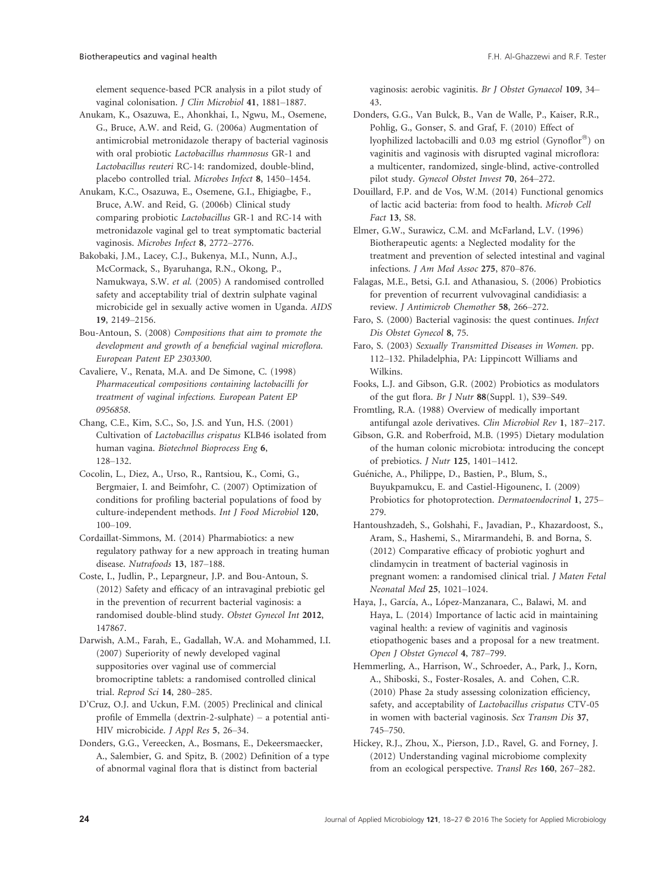element sequence-based PCR analysis in a pilot study of vaginal colonisation. *J Clin Microbiol* **41**, 1881–1887.

Anukam, K., Osazuwa, E., Ahonkhai, I., Ngwu, M., Osemene, G., Bruce, A.W. and Reid, G. (2006a) Augmentation of antimicrobial metronidazole therapy of bacterial vaginosis with oral probiotic *Lactobacillus rhamnosus* GR-1 and *Lactobacillus reuteri* RC-14: randomized, double-blind, placebo controlled trial. *Microbes Infect* **8**, 1450–1454.

Anukam, K.C., Osazuwa, E., Osemene, G.I., Ehigiagbe, F., Bruce, A.W. and Reid, G. (2006b) Clinical study comparing probiotic *Lactobacillus* GR-1 and RC-14 with metronidazole vaginal gel to treat symptomatic bacterial vaginosis. *Microbes Infect* **8**, 2772–2776.

Bakobaki, J.M., Lacey, C.J., Bukenya, M.I., Nunn, A.J., McCormack, S., Byaruhanga, R.N., Okong, P., Namukwaya, S.W. *et al.* (2005) A randomised controlled safety and acceptability trial of dextrin sulphate vaginal microbicide gel in sexually active women in Uganda. *AIDS* **19**, 2149–2156.

Bou-Antoun, S. (2008) *Compositions that aim to promote the development and growth of a beneficial vaginal microflora. European Patent EP 2303300*.

Cavaliere, V., Renata, M.A. and De Simone, C. (1998) *Pharmaceutical compositions containing lactobacilli for treatment of vaginal infections. European Patent EP 0956858*.

Chang, C.E., Kim, S.C., So, J.S. and Yun, H.S. (2001) Cultivation of *Lactobacillus crispatus* KLB46 isolated from human vagina. *Biotechnol Bioprocess Eng* **6**, 128–132.

Cocolin, L., Diez, A., Urso, R., Rantsiou, K., Comi, G., Bergmaier, I. and Beimfohr, C. (2007) Optimization of conditions for profiling bacterial populations of food by culture-independent methods. *Int J Food Microbiol* **120**, 100–109.

Cordaillat-Simmons, M. (2014) Pharmabiotics: a new regulatory pathway for a new approach in treating human disease. *Nutrafoods* **13**, 187–188.

Coste, I., Judlin, P., Lepargneur, J.P. and Bou-Antoun, S. (2012) Safety and efficacy of an intravaginal prebiotic gel in the prevention of recurrent bacterial vaginosis: a randomised double-blind study. *Obstet Gynecol Int* **2012**, 147867.

Darwish, A.M., Farah, E., Gadallah, W.A. and Mohammed, I.I. (2007) Superiority of newly developed vaginal suppositories over vaginal use of commercial bromocriptine tablets: a randomised controlled clinical trial. *Reprod Sci* **14**, 280–285.

D'Cruz, O.J. and Uckun, F.M. (2005) Preclinical and clinical profile of Emmella (dextrin-2-sulphate) – a potential anti-HIV microbicide. *J Appl Res* **5**, 26–34.

Donders, G.G., Vereecken, A., Bosmans, E., Dekeersmaecker, A., Salembier, G. and Spitz, B. (2002) Definition of a type of abnormal vaginal flora that is distinct from bacterial vaginosis: aerobic vaginitis. *Br J Obstet Gynaecol* **109**, 34–43.

Donders, G.G., Van Bulck, B., Van de Walle, P., Kaiser, R.R., Pohlig, G., Gonser, S. and Graf, F. (2010) Effect of lyophilized lactobacilli and 0.03 mg estriol (Gynoflor®) on vaginitis and vaginosis with disrupted vaginal microflora: a multicenter, randomized, single-blind, active-controlled pilot study. *Gynecol Obstet Invest* **70**, 264–272.

Douillard, F.P. and de Vos, W.M. (2014) Functional genomics of lactic acid bacteria: from food to health. *Microb Cell Fact* **13**, S8.

Elmer, G.W., Surawicz, C.M. and McFarland, L.V. (1996) Biotherapeutic agents: a Neglected modality for the treatment and prevention of selected intestinal and vaginal infections. *J Am Med Assoc* **275**, 870–876.

Falagas, M.E., Betsi, G.I. and Athanasiou, S. (2006) Probiotics for prevention of recurrent vulvovaginal candidiasis: a review. *J Antimicrob Chemother* **58**, 266–272.

Faro, S. (2000) Bacterial vaginosis: the quest continues. *Infect Dis Obstet Gynecol* **8**, 75.

Faro, S. (2003) *Sexually Transmitted Diseases in Women*. pp. 112–132. Philadelphia, PA: Lippincott Williams and Wilkins.

Fooks, L.J. and Gibson, G.R. (2002) Probiotics as modulators of the gut flora. *Br J Nutr* **88**(Suppl. 1), S39–S49.

Fromtling, R.A. (1988) Overview of medically important antifungal azole derivatives. *Clin Microbiol Rev* **1**, 187–217.

Gibson, G.R. and Roberfroid, M.B. (1995) Dietary modulation of the human colonic microbiota: introducing the concept of prebiotics. *J Nutr* **125**, 1401–1412.

Guéniche, A., Philippe, D., Bastien, P., Blum, S., Buyukpamukcu, E. and Castiel-Higounenc, I. (2009) Probiotics for photoprotection. *Dermatoendocrinol* **1**, 275–279.

Hantoushzadeh, S., Golshahi, F., Javadian, P., Khazardoost, S., Aram, S., Hashemi, S., Mirarmandehi, B. and Borna, S. (2012) Comparative efficacy of probiotic yoghurt and clindamycin in treatment of bacterial vaginosis in pregnant women: a randomised clinical trial. *J Maten Fetal Neonatal Med* **25**, 1021–1024.

Haya, J., García, A., López-Manzanara, C., Balawi, M. and Haya, L. (2014) Importance of lactic acid in maintaining vaginal health: a review of vaginitis and vaginosis etiopathogenic bases and a proposal for a new treatment. *Open J Obstet Gynecol* **4**, 787–799.

Hemmerling, A., Harrison, W., Schroeder, A., Park, J., Korn, A., Shiboski, S., Foster-Rosales, A. and Cohen, C.R. (2010) Phase 2a study assessing colonization efficiency, safety, and acceptability of *Lactobacillus crispatus* CTV-05 in women with bacterial vaginosis. *Sex Transm Dis* **37**, 745–750.

Hickey, R.J., Zhou, X., Pierson, J.D., Ravel, G. and Forney, J. (2012) Understanding vaginal microbiome complexity from an ecological perspective. *Transl Res* **160**, 267–282.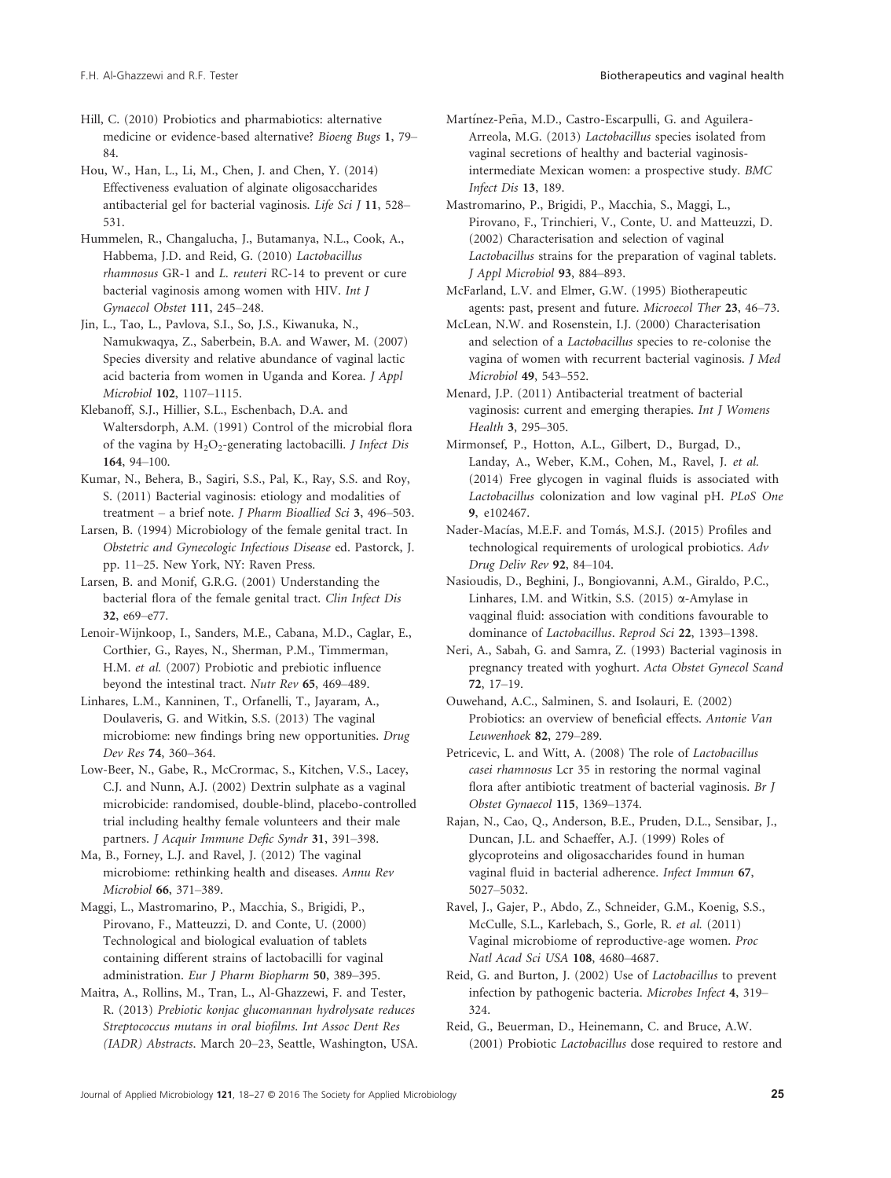Hill, C. (2010) Probiotics and pharmabiotics: alternative medicine or evidence-based alternative? *Bioeng Bugs* **1**, 79–84.

Hou, W., Han, L., Li, M., Chen, J. and Chen, Y. (2014) Effectiveness evaluation of alginate oligosaccharides antibacterial gel for bacterial vaginosis. *Life Sci J* **11**, 528–531.

Hummelen, R., Changalucha, J., Butamanya, N.L., Cook, A., Habbema, J.D. and Reid, G. (2010) *Lactobacillus rhamnosus* GR-1 and *L. reuteri* RC-14 to prevent or cure bacterial vaginosis among women with HIV. *Int J Gynaecol Obstet* **111**, 245–248.

Jin, L., Tao, L., Pavlova, S.I., So, J.S., Kiwanuka, N., Namukwaqya, Z., Saberbein, B.A. and Wawer, M. (2007) Species diversity and relative abundance of vaginal lactic acid bacteria from women in Uganda and Korea. *J Appl Microbiol* **102**, 1107–1115.

Klebanoff, S.J., Hillier, S.L., Eschenbach, D.A. and Waltersdorph, A.M. (1991) Control of the microbial flora of the vagina by $H_2O_2$-generating lactobacilli. *J Infect Dis* **164**, 94–100.

Kumar, N., Behera, B., Sagiri, S.S., Pal, K., Ray, S.S. and Roy, S. (2011) Bacterial vaginosis: etiology and modalities of treatment – a brief note. *J Pharm Bioallied Sci* **3**, 496–503.

Larsen, B. (1994) Microbiology of the female genital tract. In *Obstetric and Gynecologic Infectious Disease* ed. Pastorck, J. pp. 11–25. New York, NY: Raven Press.

Larsen, B. and Monif, G.R.G. (2001) Understanding the bacterial flora of the female genital tract. *Clin Infect Dis* **32**, e69–e77.

Lenoir-Wijnkoop, I., Sanders, M.E., Cabana, M.D., Caglar, E., Corthier, G., Rayes, N., Sherman, P.M., Timmerman, H.M. *et al.* (2007) Probiotic and prebiotic influence beyond the intestinal tract. *Nutr Rev* **65**, 469–489.

Linhares, L.M., Kanninen, T., Orfanelli, T., Jayaram, A., Doulaveris, G. and Witkin, S.S. (2013) The vaginal microbiome: new findings bring new opportunities. *Drug Dev Res* **74**, 360–364.

Low-Beer, N., Gabe, R., McCrormac, S., Kitchen, V.S., Lacey, C.J. and Nunn, A.J. (2002) Dextrin sulphate as a vaginal microbicide: randomised, double-blind, placebo-controlled trial including healthy female volunteers and their male partners. *J Acquir Immune Defic Syndr* **31**, 391–398.

Ma, B., Forney, L.J. and Ravel, J. (2012) The vaginal microbiome: rethinking health and diseases. *Annu Rev Microbiol* **66**, 371–389.

Maggi, L., Mastromarino, P., Macchia, S., Brigidi, P., Pirovano, F., Matteuzzi, D. and Conte, U. (2000) Technological and biological evaluation of tablets containing different strains of lactobacilli for vaginal administration. *Eur J Pharm Biopharm* **50**, 389–395.

Maitra, A., Rollins, M., Tran, L., Al-Ghazzewi, F. and Tester, R. (2013) *Prebiotic konjac glucomannan hydrolysate reduces Streptococcus mutans in oral biofilms. Int Assoc Dent Res (IADR) Abstracts*. March 20–23, Seattle, Washington, USA.

Martínez-Peña, M.D., Castro-Escarpulli, G. and Aguilera-Arreola, M.G. (2013) *Lactobacillus* species isolated from vaginal secretions of healthy and bacterial vaginosis-intermediate Mexican women: a prospective study. *BMC Infect Dis* **13**, 189.

Mastromarino, P., Brigidi, P., Macchia, S., Maggi, L., Pirovano, F., Trinchieri, V., Conte, U. and Matteuzzi, D. (2002) Characterisation and selection of vaginal *Lactobacillus* strains for the preparation of vaginal tablets. *J Appl Microbiol* **93**, 884–893.

McFarland, L.V. and Elmer, G.W. (1995) Biotherapeutic agents: past, present and future. *Microecol Ther* **23**, 46–73.

McLean, N.W. and Rosenstein, I.J. (2000) Characterisation and selection of a *Lactobacillus* species to re-colonise the vagina of women with recurrent bacterial vaginosis. *J Med Microbiol* **49**, 543–552.

Menard, J.P. (2011) Antibacterial treatment of bacterial vaginosis: current and emerging therapies. *Int J Womens Health* **3**, 295–305.

Mirmonsef, P., Hotton, A.L., Gilbert, D., Burgad, D., Landay, A., Weber, K.M., Cohen, M., Ravel, J. *et al.* (2014) Free glycogen in vaginal fluids is associated with *Lactobacillus* colonization and low vaginal pH. *PLoS One* **9**, e102467.

Nader-Macías, M.E.F. and Tomás, M.S.J. (2015) Profiles and technological requirements of urological probiotics. *Adv Drug Deliv Rev* **92**, 84–104.

Nasioudis, D., Beghini, J., Bongiovanni, A.M., Giraldo, P.C., Linhares, I.M. and Witkin, S.S. (2015) α-Amylase in vaqginal fluid: association with conditions favourable to dominance of *Lactobacillus*. *Reprod Sci* **22**, 1393–1398.

Neri, A., Sabah, G. and Samra, Z. (1993) Bacterial vaginosis in pregnancy treated with yoghurt. *Acta Obstet Gynecol Scand* **72**, 17–19.

Ouwehand, A.C., Salminen, S. and Isolauri, E. (2002) Probiotics: an overview of beneficial effects. *Antonie Van Leuwenhoek* **82**, 279–289.

Petricevic, L. and Witt, A. (2008) The role of *Lactobacillus casei rhamnosus* Lcr 35 in restoring the normal vaginal flora after antibiotic treatment of bacterial vaginosis. *Br J Obstet Gynaecol* **115**, 1369–1374.

Rajan, N., Cao, Q., Anderson, B.E., Pruden, D.L., Sensibar, J., Duncan, J.L. and Schaeffer, A.J. (1999) Roles of glycoproteins and oligosaccharides found in human vaginal fluid in bacterial adherence. *Infect Immun* **67**, 5027–5032.

Ravel, J., Gajer, P., Abdo, Z., Schneider, G.M., Koenig, S.S., McCulle, S.L., Karlebach, S., Gorle, R. *et al.* (2011) Vaginal microbiome of reproductive-age women. *Proc Natl Acad Sci USA* **108**, 4680–4687.

Reid, G. and Burton, J. (2002) Use of *Lactobacillus* to prevent infection by pathogenic bacteria. *Microbes Infect* **4**, 319–324.

Reid, G., Beuerman, D., Heinemann, C. and Bruce, A.W. (2001) Probiotic *Lactobacillus* dose required to restore and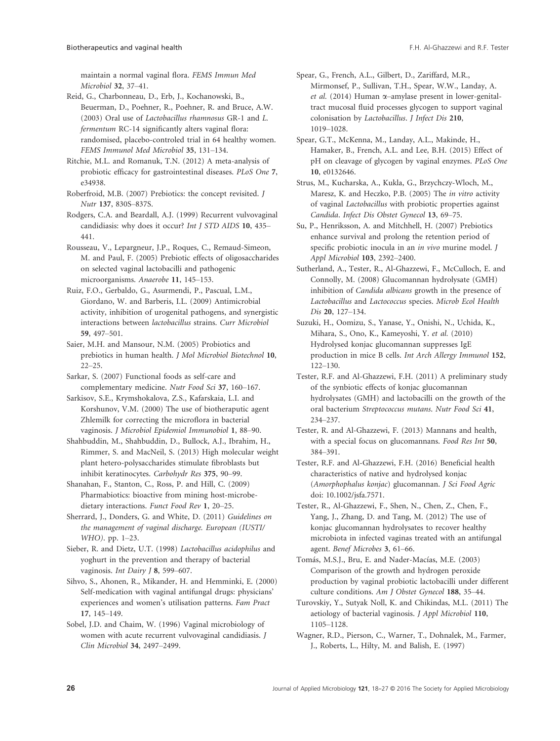maintain a normal vaginal flora. *FEMS Immun Med Microbiol* **32**, 37–41.

Reid, G., Charbonneau, D., Erb, J., Kochanowski, B., Beuerman, D., Poehner, R., Poehner, R. and Bruce, A.W. (2003) Oral use of *Lactobacillus rhamnosus* GR-1 and *L. fermentum* RC-14 significantly alters vaginal flora: randomised, placebo-controled trial in 64 healthy women. *FEMS Immunol Med Microbiol* **35**, 131–134.

Ritchie, M.L. and Romanuk, T.N. (2012) A meta-analysis of probiotic efficacy for gastrointestinal diseases. *PLoS One* **7**, e34938.

Roberfroid, M.B. (2007) Prebiotics: the concept revisited. *J Nutr* **137**, 830S–837S.

Rodgers, C.A. and Beardall, A.J. (1999) Recurrent vulvovaginal candidiasis: why does it occur? *Int J STD AIDS* **10**, 435–441.

Rousseau, V., Lepargneur, J.P., Roques, C., Remaud-Simeon, M. and Paul, F. (2005) Prebiotic effects of oligosaccharides on selected vaginal lactobacilli and pathogenic microorganisms. *Anaerobe* **11**, 145–153.

Ruiz, F.O., Gerbaldo, G., Asurmendi, P., Pascual, L.M., Giordano, W. and Barberis, I.L. (2009) Antimicrobial activity, inhibition of urogenital pathogens, and synergistic interactions between *lactobacillus* strains. *Curr Microbiol* **59**, 497–501.

Saier, M.H. and Mansour, N.M. (2005) Probiotics and prebiotics in human health. *J Mol Microbiol Biotechnol* **10**, 22–25.

Sarkar, S. (2007) Functional foods as self-care and complementary medicine. *Nutr Food Sci* **37**, 160–167.

Sarkisov, S.E., Krymshokalova, Z.S., Kafarskaia, L.I. and Korshunov, V.M. (2000) The use of biotheraputic agent Zhlemilk for correcting the microflora in bacterial vaginosis. *J Microbiol Epidemiol Immunobiol* **1**, 88–90.

Shahbuddin, M., Shahbuddin, D., Bullock, A.J., Ibrahim, H., Rimmer, S. and MacNeil, S. (2013) High molecular weight plant hetero-polysaccharides stimulate fibroblasts but inhibit keratinocytes. *Carbohydr Res* **375**, 90–99.

Shanahan, F., Stanton, C., Ross, P. and Hill, C. (2009) Pharmabiotics: bioactive from mining host-microbe-dietary interactions. *Funct Food Rev* **1**, 20–25.

Sherrard, J., Donders, G. and White, D. (2011) *Guidelines on the management of vaginal discharge. European (IUSTI/WHO)*. pp. 1–23.

Sieber, R. and Dietz, U.T. (1998) *Lactobacillus acidophilus* and yoghurt in the prevention and therapy of bacterial vaginosis. *Int Dairy J* **8**, 599–607.

Sihvo, S., Ahonen, R., Mikander, H. and Hemminki, E. (2000) Self-medication with vaginal antifungal drugs: physicians' experiences and women's utilisation patterns. *Fam Pract* **17**, 145–149.

Sobel, J.D. and Chaim, W. (1996) Vaginal microbiology of women with acute recurrent vulvovaginal candidiasis. *J Clin Microbiol* **34**, 2497–2499.

Spear, G., French, A.L., Gilbert, D., Zariffard, M.R., Mirmonsef, P., Sullivan, T.H., Spear, W.W., Landay, A. *et al.* (2014) Human α–amylase present in lower-genital-tract mucosal fluid processes glycogen to support vaginal colonisation by *Lactobacillus*. *J Infect Dis* **210**, 1019–1028.

Spear, G.T., McKenna, M., Landay, A.L., Makinde, H., Hamaker, B., French, A.L. and Lee, B.H. (2015) Effect of pH on cleavage of glycogen by vaginal enzymes. *PLoS One* **10**, e0132646.

Strus, M., Kucharska, A., Kukla, G., Brzychczy-Wloch, M., Maresz, K. and Heczko, P.B. (2005) The *in vitro* activity of vaginal *Lactobacillus* with probiotic properties against *Candida*. *Infect Dis Obstet Gynecol* **13**, 69–75.

Su, P., Henriksson, A. and Mitchhell, H. (2007) Prebiotics enhance survival and prolong the retention period of specific probiotic inocula in an *in vivo* murine model. *J Appl Microbiol* **103**, 2392–2400.

Sutherland, A., Tester, R., Al-Ghazzewi, F., McCulloch, E. and Connolly, M. (2008) Glucomannan hydrolysate (GMH) inhibition of *Candida albicans* growth in the presence of *Lactobacillus* and *Lactococcus* species. *Microb Ecol Health Dis* **20**, 127–134.

Suzuki, H., Oomizu, S., Yanase, Y., Onishi, N., Uchida, K., Mihara, S., Ono, K., Kameyoshi, Y. *et al.* (2010) Hydrolysed konjac glucomannan suppresses IgE production in mice B cells. *Int Arch Allergy Immunol* **152**, 122–130.

Tester, R.F. and Al-Ghazzewi, F.H. (2011) A preliminary study of the synbiotic effects of konjac glucomannan hydrolysates (GMH) and lactobacilli on the growth of the oral bacterium *Streptococcus mutans*. *Nutr Food Sci* **41**, 234–237.

Tester, R. and Al-Ghazzewi, F. (2013) Mannans and health, with a special focus on glucomannans. *Food Res Int* **50**, 384–391.

Tester, R.F. and Al-Ghazzewi, F.H. (2016) Beneficial health characteristics of native and hydrolysed konjac (*Amorphophalus konjac*) glucomannan. *J Sci Food Agric* doi: 10.1002/jsfa.7571.

Tester, R., Al-Ghazzewi, F., Shen, N., Chen, Z., Chen, F., Yang, J., Zhang, D. and Tang, M. (2012) The use of konjac glucomannan hydrolysates to recover healthy microbiota in infected vaginas treated with an antifungal agent. *Benef Microbes* **3**, 61–66.

Tomás, M.S.J., Bru, E. and Nader-Macías, M.E. (2003) Comparison of the growth and hydrogen peroxide production by vaginal probiotic lactobacilli under different culture conditions. *Am J Obstet Gynecol* **188**, 35–44.

Turovskiy, Y., Sutyak Noll, K. and Chikindas, M.L. (2011) The aetiology of bacterial vaginosis. *J Appl Microbiol* **110**, 1105–1128.

Wagner, R.D., Pierson, C., Warner, T., Dohnalek, M., Farmer, J., Roberts, L., Hilty, M. and Balish, E. (1997)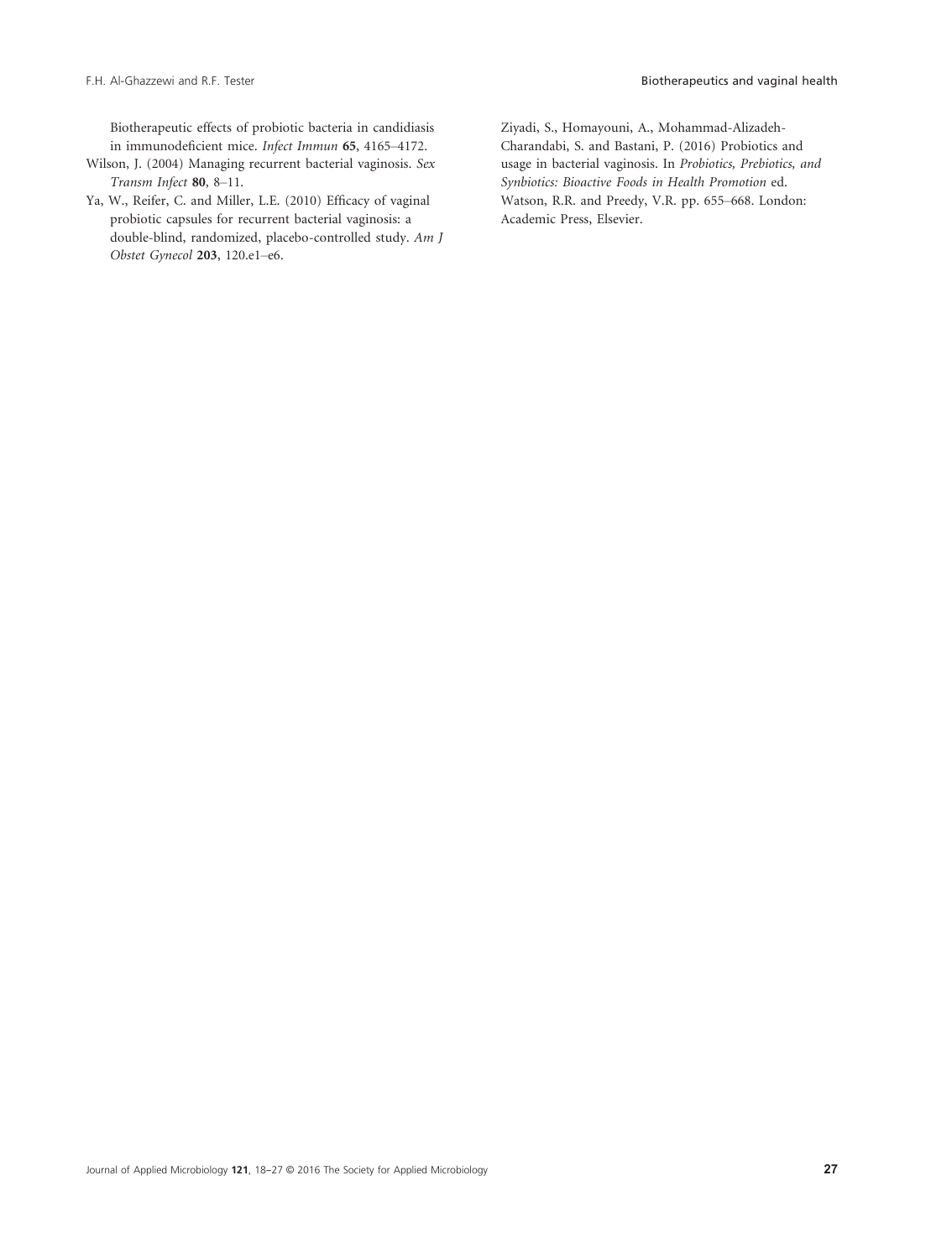Biotherapeutic effects of probiotic bacteria in candidiasis in immunodeficient mice. *Infect Immun* **65**, 4165–4172.

Wilson, J. (2004) Managing recurrent bacterial vaginosis. *Sex Transm Infect* **80**, 8–11.

Ya, W., Reifer, C. and Miller, L.E. (2010) Efficacy of vaginal probiotic capsules for recurrent bacterial vaginosis: a double-blind, randomized, placebo-controlled study. *Am J Obstet Gynecol* **203**, 120.e1–e6.

Ziyadi, S., Homayouni, A., Mohammad-Alizadeh-Charandabi, S. and Bastani, P. (2016) Probiotics and usage in bacterial vaginosis. In *Probiotics, Prebiotics, and Synbiotics: Bioactive Foods in Health Promotion* ed. Watson, R.R. and Preedy, V.R. pp. 655–668. London: Academic Press, Elsevier.